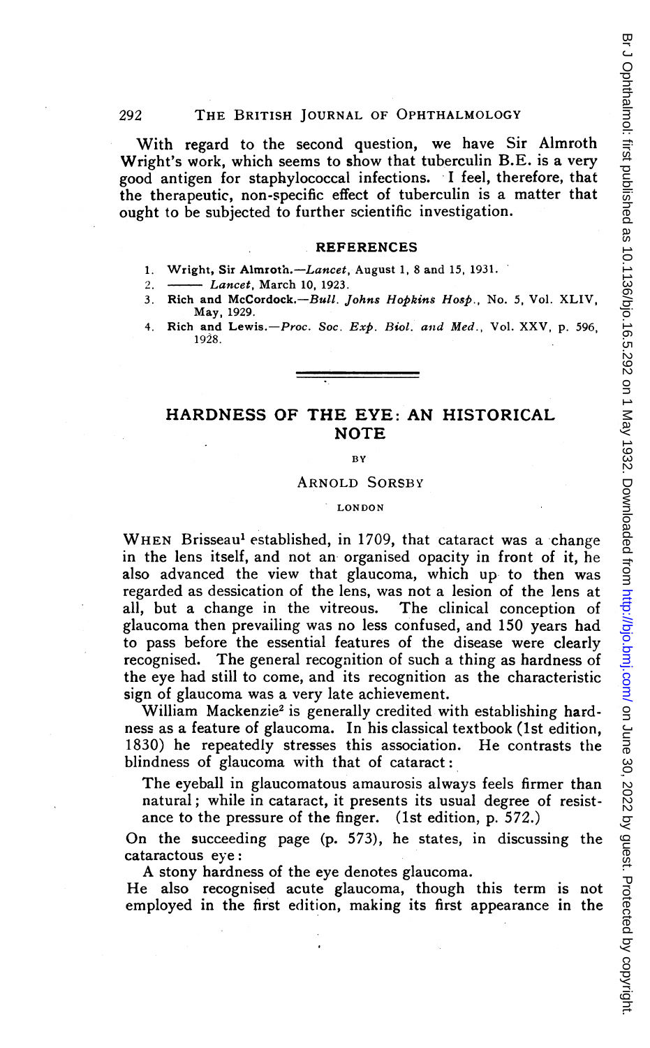With regard to the second question, we have Sir Almroth Wright's work, which seems to show that tuberculin B.E. is a very good antigen for staphylococcal infections. I feel, therefore, that the therapeutic, non-specific effect of tuberculin is a matter that ought to be subjected to further scientific investigation.

## REFERENCES

1. Wright, Sir Almroth.—*Lancet*, August 1, 8 and 15, 1931.
2. ——— *Lancet*, March 10, 1923.
3. Rich and McCordock.—*Bull. Johns Hopkins Hosp.*, No. 5, Vol. XLIV, May, 1929.
4. Rich and Lewis.—*Proc. Soc. Exp. Biol. and Med.*, Vol. XXV, p. 596, 1928.

---

# HARDNESS OF THE EYE: AN HISTORICAL NOTE

BY

ARNOLD SORSBY

LONDON

WHEN Brisseau[1] established, in 1709, that cataract was a change in the lens itself, and not an organised opacity in front of it, he also advanced the view that glaucoma, which up to then was regarded as dessication of the lens, was not a lesion of the lens at all, but a change in the vitreous. The clinical conception of glaucoma then prevailing was no less confused, and 150 years had to pass before the essential features of the disease were clearly recognised. The general recognition of such a thing as hardness of the eye had still to come, and its recognition as the characteristic sign of glaucoma was a very late achievement.

William Mackenzie[2] is generally credited with establishing hardness as a feature of glaucoma. In his classical textbook (1st edition, 1830) he repeatedly stresses this association. He contrasts the blindness of glaucoma with that of cataract:

> The eyeball in glaucomatous amaurosis always feels firmer than natural; while in cataract, it presents its usual degree of resistance to the pressure of the finger. (1st edition, p. 572.)

On the succeeding page (p. 573), he states, in discussing the cataractous eye:

> A stony hardness of the eye denotes glaucoma.

He also recognised acute glaucoma, though this term is not employed in the first edition, making its first appearance in the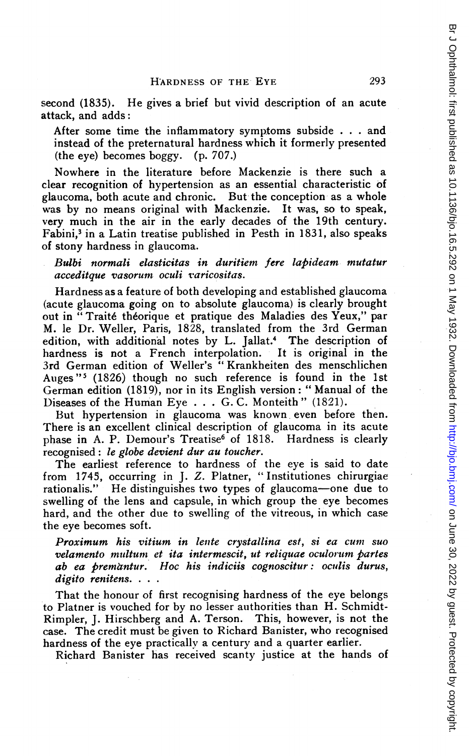second (1835). He gives a brief but vivid description of an acute attack, and adds:

> After some time the inflammatory symptoms subside . . . and instead of the preternatural hardness which it formerly presented (the eye) becomes boggy. (p. 707.)

Nowhere in the literature before Mackenzie is there such a clear recognition of hypertension as an essential characteristic of glaucoma, both acute and chronic. But the conception as a whole was by no means original with Mackenzie. It was, so to speak, very much in the air in the early decades of the 19th century. Fabini,[3] in a Latin treatise published in Pesth in 1831, also speaks of stony hardness in glaucoma.

> ***Bulbi normali elasticitas in duritiem fere lapideam mutatur acceditque vasorum oculi varicositas.***

Hardness as a feature of both developing and established glaucoma (acute glaucoma going on to absolute glaucoma) is clearly brought out in "Traité théorique et pratique des Maladies des Yeux," par M. le Dr. Weller, Paris, 1828, translated from the 3rd German edition, with additional notes by L. Jallat.[4] The description of hardness is not a French interpolation. It is original in the 3rd German edition of Weller's "Krankheiten des menschlichen Auges"[5] (1826) though no such reference is found in the 1st German edition (1819), nor in its English version: "Manual of the Diseases of the Human Eye . . . G. C. Monteith" (1821).

But hypertension in glaucoma was known even before then. There is an excellent clinical description of glaucoma in its acute phase in A. P. Demour's Treatise[6] of 1818. Hardness is clearly recognised: ***le globe devient dur au toucher.***

The earliest reference to hardness of the eye is said to date from 1745, occurring in J. Z. Platner, "Institutiones chirurgiae rationalis." He distinguishes two types of glaucoma—one due to swelling of the lens and capsule, in which group the eye becomes hard, and the other due to swelling of the vitreous, in which case the eye becomes soft.

> ***Proximum his vitium in lente crystallina est, si ea cum suo velamento multum et ita intermescit, ut reliquae oculorum partes ab ea premantur. Hoc his indiciis cognoscitur: oculis durus, digito renitens. . . .***

That the honour of first recognising hardness of the eye belongs to Platner is vouched for by no lesser authorities than H. Schmidt-Rimpler, J. Hirschberg and A. Terson. This, however, is not the case. The credit must be given to Richard Banister, who recognised hardness of the eye practically a century and a quarter earlier.

Richard Banister has received scanty justice at the hands of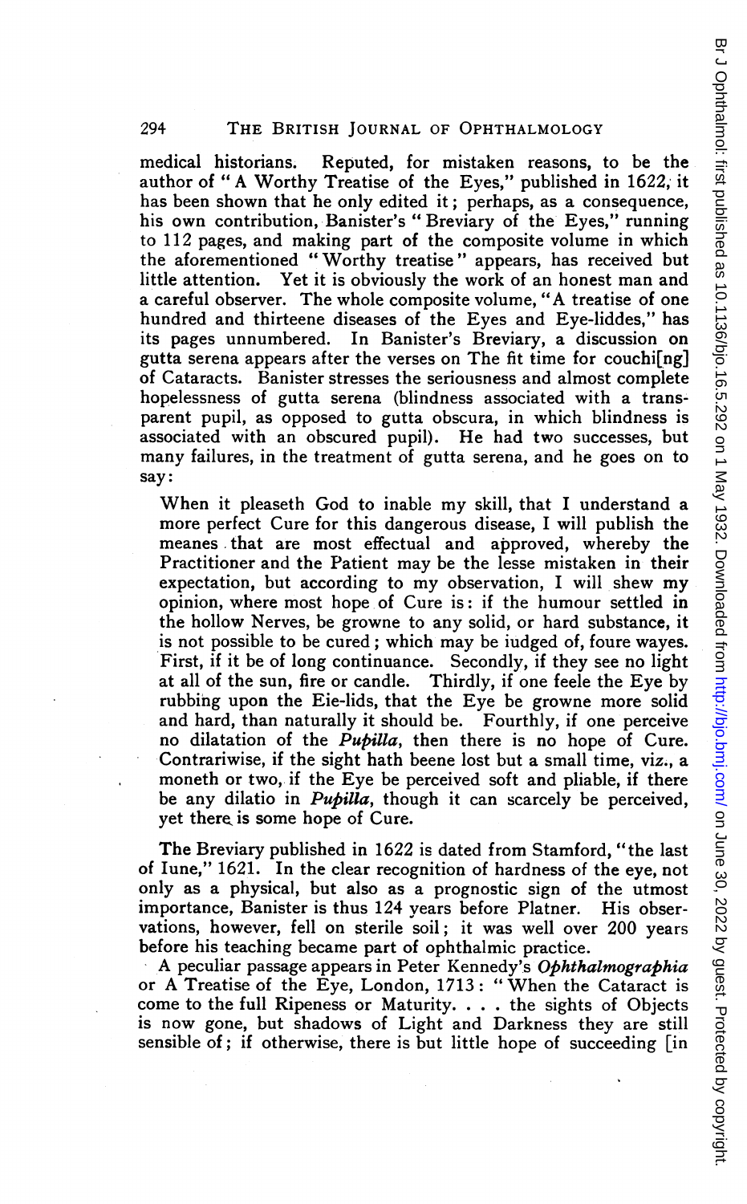medical historians. Reputed, for mistaken reasons, to be the author of "A Worthy Treatise of the Eyes," published in 1622, it has been shown that he only edited it; perhaps, as a consequence, his own contribution, Banister's "Breviary of the Eyes," running to 112 pages, and making part of the composite volume in which the aforementioned "Worthy treatise" appears, has received but little attention. Yet it is obviously the work of an honest man and a careful observer. The whole composite volume, "A treatise of one hundred and thirteene diseases of the Eyes and Eye-liddes," has its pages unnumbered. In Banister's Breviary, a discussion on gutta serena appears after the verses on The fit time for couchi[ng] of Cataracts. Banister stresses the seriousness and almost complete hopelessness of gutta serena (blindness associated with a transparent pupil, as opposed to gutta obscura, in which blindness is associated with an obscured pupil). He had two successes, but many failures, in the treatment of gutta serena, and he goes on to say:

> When it pleaseth God to inable my skill, that I understand a more perfect Cure for this dangerous disease, I will publish the meanes that are most effectual and approved, whereby the Practitioner and the Patient may be the lesse mistaken in their expectation, but according to my observation, I will shew my opinion, where most hope of Cure is: if the humour settled in the hollow Nerves, be growne to any solid, or hard substance, it is not possible to be cured; which may be iudged of, foure wayes. First, if it be of long continuance. Secondly, if they see no light at all of the sun, fire or candle. Thirdly, if one feele the Eye by rubbing upon the Eie-lids, that the Eye be growne more solid and hard, than naturally it should be. Fourthly, if one perceive no dilatation of the *Pupilla*, then there is no hope of Cure. Contrariwise, if the sight hath beene lost but a small time, viz., a moneth or two, if the Eye be perceived soft and pliable, if there be any dilatio in *Pupilla*, though it can scarcely be perceived, yet there is some hope of Cure.

The Breviary published in 1622 is dated from Stamford, "the last of Iune," 1621. In the clear recognition of hardness of the eye, not only as a physical, but also as a prognostic sign of the utmost importance, Banister is thus 124 years before Platner. His observations, however, fell on sterile soil; it was well over 200 years before his teaching became part of ophthalmic practice.

A peculiar passage appears in Peter Kennedy's *Ophthalmographia* or A Treatise of the Eye, London, 1713: "When the Cataract is come to the full Ripeness or Maturity. . . . the sights of Objects is now gone, but shadows of Light and Darkness they are still sensible of; if otherwise, there is but little hope of succeeding [in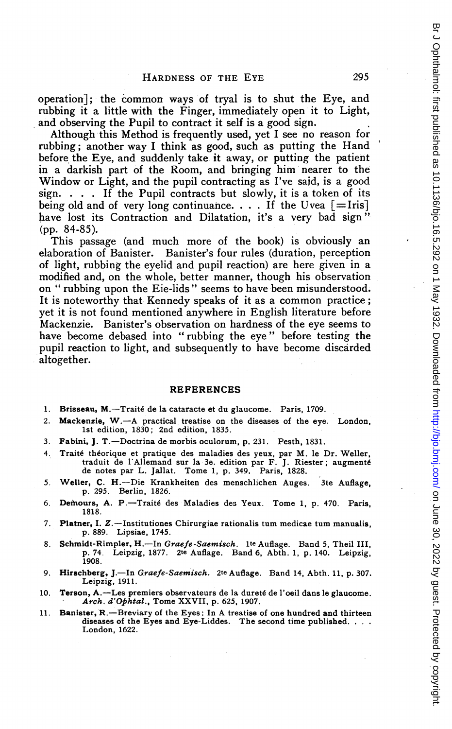operation]; the common ways of tryal is to shut the Eye, and rubbing it a little with the Finger, immediately open it to Light, and observing the Pupil to contract it self is a good sign.

Although this Method is frequently used, yet I see no reason for rubbing; another way I think as good, such as putting the Hand before the Eye, and suddenly take it away, or putting the patient in a darkish part of the Room, and bringing him nearer to the Window or Light, and the pupil contracting as I've said, is a good sign. . . . If the Pupil contracts but slowly, it is a token of its being old and of very long continuance. . . . If the Uvea [=Iris] have lost its Contraction and Dilatation, it's a very bad sign" (pp. 84-85).

This passage (and much more of the book) is obviously an elaboration of Banister. Banister's four rules (duration, perception of light, rubbing the eyelid and pupil reaction) are here given in a modified and, on the whole, better manner, though his observation on "rubbing upon the Eie-lids" seems to have been misunderstood. It is noteworthy that Kennedy speaks of it as a common practice; yet it is not found mentioned anywhere in English literature before Mackenzie. Banister's observation on hardness of the eye seems to have become debased into "rubbing the eye" before testing the pupil reaction to light, and subsequently to have become discarded altogether.

## REFERENCES

1. **Brisseau, M.**—Traité de la cataracte et du glaucome. Paris, 1709.
2. **Mackenzie, W.**—A practical treatise on the diseases of the eye. London, 1st edition, 1830; 2nd edition, 1835.
3. **Fabini, J. T.**—Doctrina de morbis oculorum, p. 231. Pesth, 1831.
4. Traité théorique et pratique des maladies des yeux, par M. le Dr. Weller, traduit de l'Allemand sur la 3e. edition par F. J. Riester; augmenté de notes par L. Jallat. Tome 1, p. 349. Paris, 1828.
5. **Weller, C. H.**—Die Krankheiten des menschlichen Auges. 3te Auflage, p. 295. Berlin, 1826.
6. **Demours, A. P.**—Traité des Maladies des Yeux. Tome 1, p. 470. Paris, 1818.
7. **Platner, I. Z.**—Institutiones Chirurgiae rationalis tum medicae tum manualis, p. 889. Lipsiae, 1745.
8. **Schmidt-Rimpler, H.**—In *Graefe-Saemisch*. 1te Auflage. Band 5, Theil III, p. 74. Leipzig, 1877. 2te Auflage. Band 6, Abth. 1, p. 140. Leipzig, 1908.
9. **Hirschberg, J.**—In *Graefe-Saemisch*. 2te Auflage. Band 14, Abth. 11, p. 307. Leipzig, 1911.
10. **Terson, A.**—Les premiers observateurs de la dureté de l'oeil dans le glaucome. *Arch. d'Ophtal.*, Tome XXVII, p. 625, 1907.
11. **Banister, R.**—Breviary of the Eyes: In A treatise of one hundred and thirteen diseases of the Eyes and Eye-Liddes. The second time published. . . . London, 1622.